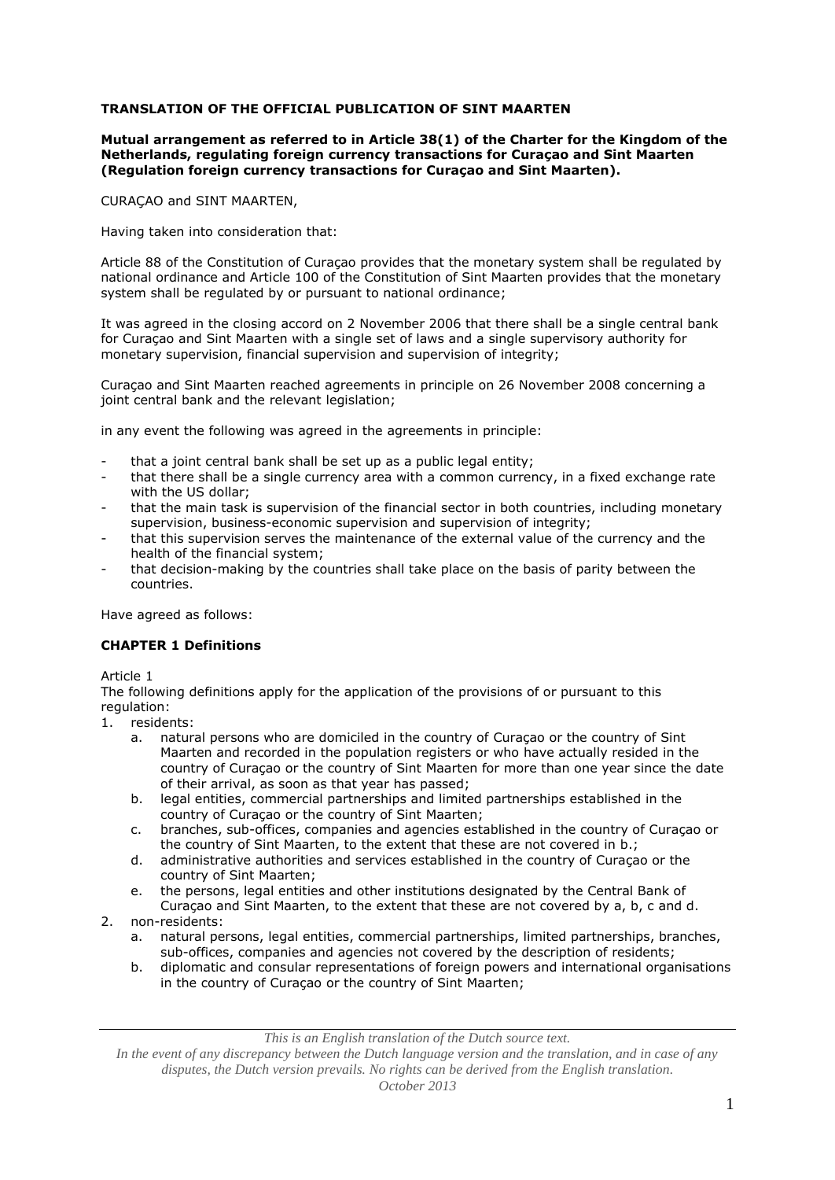**TRANSLATION OF THE OFFICIAL PUBLICATION OF SINT MAARTEN**

**Mutual arrangement as referred to in Article 38(1) of the Charter for the Kingdom of the Netherlands, regulating foreign currency transactions for Curaçao and Sint Maarten (Regulation foreign currency transactions for Curaçao and Sint Maarten).**

CURAÇAO and SINT MAARTEN,

Having taken into consideration that:

Article 88 of the Constitution of Curaçao provides that the monetary system shall be regulated by national ordinance and Article 100 of the Constitution of Sint Maarten provides that the monetary system shall be regulated by or pursuant to national ordinance;

It was agreed in the closing accord on 2 November 2006 that there shall be a single central bank for Curaçao and Sint Maarten with a single set of laws and a single supervisory authority for monetary supervision, financial supervision and supervision of integrity;

Curaçao and Sint Maarten reached agreements in principle on 26 November 2008 concerning a joint central bank and the relevant legislation;

in any event the following was agreed in the agreements in principle:

- that a joint central bank shall be set up as a public legal entity;
- that there shall be a single currency area with a common currency, in a fixed exchange rate with the US dollar;
- that the main task is supervision of the financial sector in both countries, including monetary supervision, business-economic supervision and supervision of integrity;
- that this supervision serves the maintenance of the external value of the currency and the health of the financial system;
- that decision-making by the countries shall take place on the basis of parity between the countries.

Have agreed as follows:

## CHAPTER 1 Definitions

Article 1

The following definitions apply for the application of the provisions of or pursuant to this regulation:

1. residents:
   a. natural persons who are domiciled in the country of Curaçao or the country of Sint Maarten and recorded in the population registers or who have actually resided in the country of Curaçao or the country of Sint Maarten for more than one year since the date of their arrival, as soon as that year has passed;
   b. legal entities, commercial partnerships and limited partnerships established in the country of Curaçao or the country of Sint Maarten;
   c. branches, sub-offices, companies and agencies established in the country of Curaçao or the country of Sint Maarten, to the extent that these are not covered in b.;
   d. administrative authorities and services established in the country of Curaçao or the country of Sint Maarten;
   e. the persons, legal entities and other institutions designated by the Central Bank of Curaçao and Sint Maarten, to the extent that these are not covered by a, b, c and d.
2. non-residents:
   a. natural persons, legal entities, commercial partnerships, limited partnerships, branches, sub-offices, companies and agencies not covered by the description of residents;
   b. diplomatic and consular representations of foreign powers and international organisations in the country of Curaçao or the country of Sint Maarten;

*This is an English translation of the Dutch source text.*
*In the event of any discrepancy between the Dutch language version and the translation, and in case of any disputes, the Dutch version prevails. No rights can be derived from the English translation.*
*October 2013*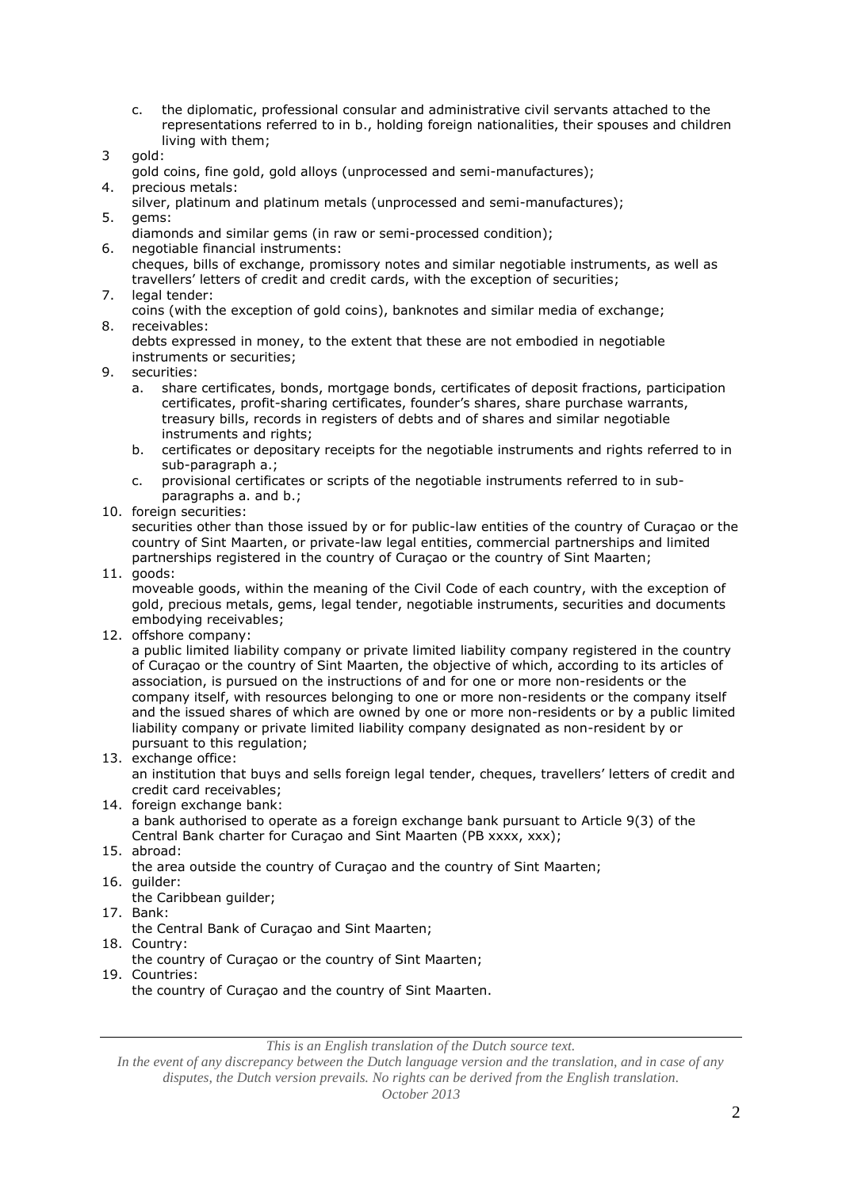c. the diplomatic, professional consular and administrative civil servants attached to the representations referred to in b., holding foreign nationalities, their spouses and children living with them;

3 gold:
gold coins, fine gold, gold alloys (unprocessed and semi-manufactures);

4. precious metals:
silver, platinum and platinum metals (unprocessed and semi-manufactures);

5. gems:
diamonds and similar gems (in raw or semi-processed condition);

6. negotiable financial instruments:
cheques, bills of exchange, promissory notes and similar negotiable instruments, as well as travellers' letters of credit and credit cards, with the exception of securities;

7. legal tender:
coins (with the exception of gold coins), banknotes and similar media of exchange;

8. receivables:
debts expressed in money, to the extent that these are not embodied in negotiable instruments or securities;

9. securities:
   a. share certificates, bonds, mortgage bonds, certificates of deposit fractions, participation certificates, profit-sharing certificates, founder's shares, share purchase warrants, treasury bills, records in registers of debts and of shares and similar negotiable instruments and rights;
   b. certificates or depositary receipts for the negotiable instruments and rights referred to in sub-paragraph a.;
   c. provisional certificates or scripts of the negotiable instruments referred to in sub-paragraphs a. and b.;

10. foreign securities:
securities other than those issued by or for public-law entities of the country of Curaçao or the country of Sint Maarten, or private-law legal entities, commercial partnerships and limited partnerships registered in the country of Curaçao or the country of Sint Maarten;

11. goods:
moveable goods, within the meaning of the Civil Code of each country, with the exception of gold, precious metals, gems, legal tender, negotiable instruments, securities and documents embodying receivables;

12. offshore company:
a public limited liability company or private limited liability company registered in the country of Curaçao or the country of Sint Maarten, the objective of which, according to its articles of association, is pursued on the instructions of and for one or more non-residents or the company itself, with resources belonging to one or more non-residents or the company itself and the issued shares of which are owned by one or more non-residents or by a public limited liability company or private limited liability company designated as non-resident by or pursuant to this regulation;

13. exchange office:
an institution that buys and sells foreign legal tender, cheques, travellers' letters of credit and credit card receivables;

14. foreign exchange bank:
a bank authorised to operate as a foreign exchange bank pursuant to Article 9(3) of the Central Bank charter for Curaçao and Sint Maarten (PB xxxx, xxx);

15. abroad:
the area outside the country of Curaçao and the country of Sint Maarten;

16. guilder:
the Caribbean guilder;

17. Bank:
the Central Bank of Curaçao and Sint Maarten;

18. Country:
the country of Curaçao or the country of Sint Maarten;

19. Countries:
the country of Curaçao and the country of Sint Maarten.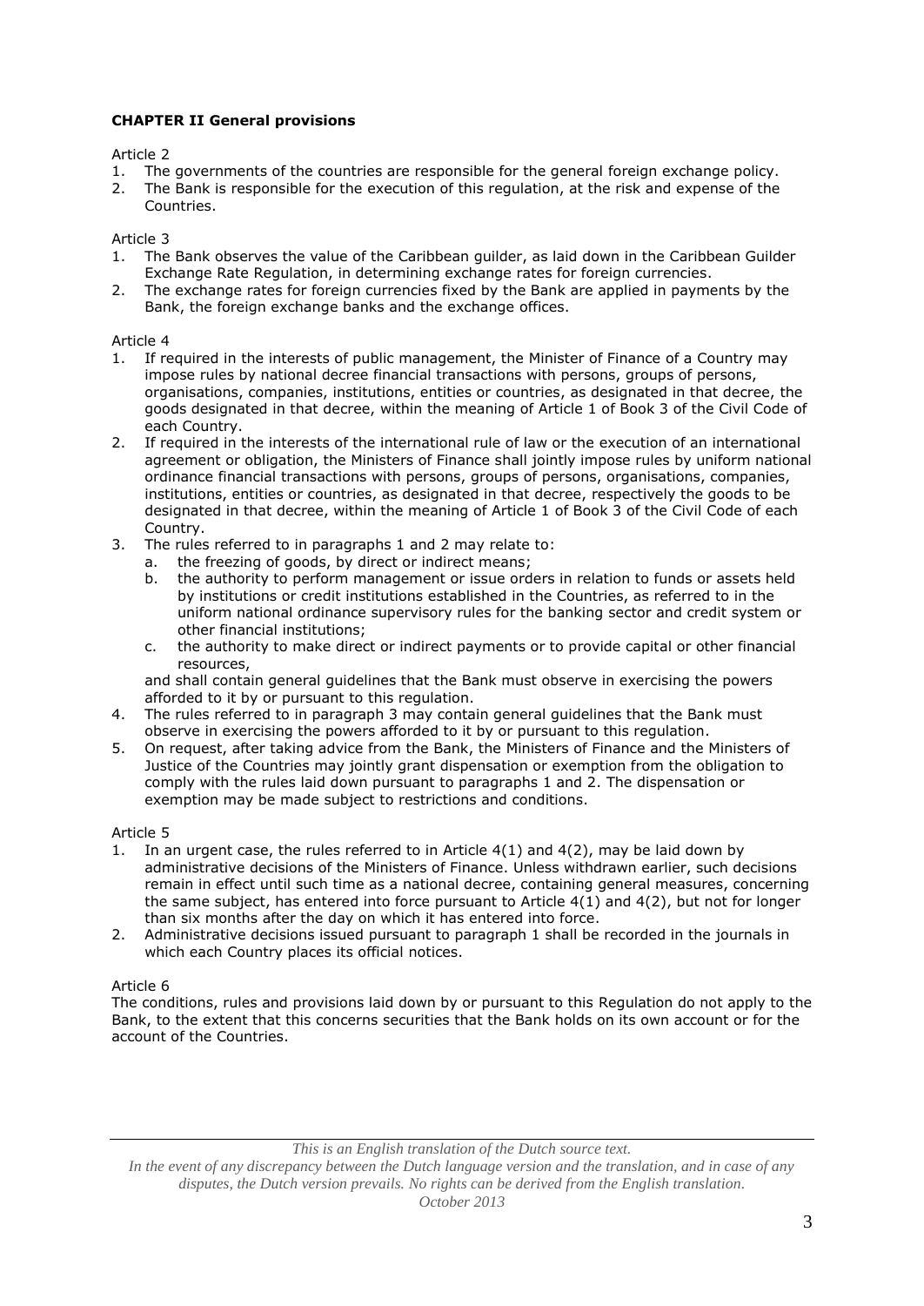## CHAPTER II General provisions

Article 2

1. The governments of the countries are responsible for the general foreign exchange policy.
2. The Bank is responsible for the execution of this regulation, at the risk and expense of the Countries.

Article 3

1. The Bank observes the value of the Caribbean guilder, as laid down in the Caribbean Guilder Exchange Rate Regulation, in determining exchange rates for foreign currencies.
2. The exchange rates for foreign currencies fixed by the Bank are applied in payments by the Bank, the foreign exchange banks and the exchange offices.

Article 4

1. If required in the interests of public management, the Minister of Finance of a Country may impose rules by national decree financial transactions with persons, groups of persons, organisations, companies, institutions, entities or countries, as designated in that decree, the goods designated in that decree, within the meaning of Article 1 of Book 3 of the Civil Code of each Country.
2. If required in the interests of the international rule of law or the execution of an international agreement or obligation, the Ministers of Finance shall jointly impose rules by uniform national ordinance financial transactions with persons, groups of persons, organisations, companies, institutions, entities or countries, as designated in that decree, respectively the goods to be designated in that decree, within the meaning of Article 1 of Book 3 of the Civil Code of each Country.
3. The rules referred to in paragraphs 1 and 2 may relate to:
   a. the freezing of goods, by direct or indirect means;
   b. the authority to perform management or issue orders in relation to funds or assets held by institutions or credit institutions established in the Countries, as referred to in the uniform national ordinance supervisory rules for the banking sector and credit system or other financial institutions;
   c. the authority to make direct or indirect payments or to provide capital or other financial resources,

   and shall contain general guidelines that the Bank must observe in exercising the powers afforded to it by or pursuant to this regulation.
4. The rules referred to in paragraph 3 may contain general guidelines that the Bank must observe in exercising the powers afforded to it by or pursuant to this regulation.
5. On request, after taking advice from the Bank, the Ministers of Finance and the Ministers of Justice of the Countries may jointly grant dispensation or exemption from the obligation to comply with the rules laid down pursuant to paragraphs 1 and 2. The dispensation or exemption may be made subject to restrictions and conditions.

Article 5

1. In an urgent case, the rules referred to in Article 4(1) and 4(2), may be laid down by administrative decisions of the Ministers of Finance. Unless withdrawn earlier, such decisions remain in effect until such time as a national decree, containing general measures, concerning the same subject, has entered into force pursuant to Article 4(1) and 4(2), but not for longer than six months after the day on which it has entered into force.
2. Administrative decisions issued pursuant to paragraph 1 shall be recorded in the journals in which each Country places its official notices.

Article 6

The conditions, rules and provisions laid down by or pursuant to this Regulation do not apply to the Bank, to the extent that this concerns securities that the Bank holds on its own account or for the account of the Countries.

*This is an English translation of the Dutch source text.*
*In the event of any discrepancy between the Dutch language version and the translation, and in case of any disputes, the Dutch version prevails. No rights can be derived from the English translation.*
*October 2013*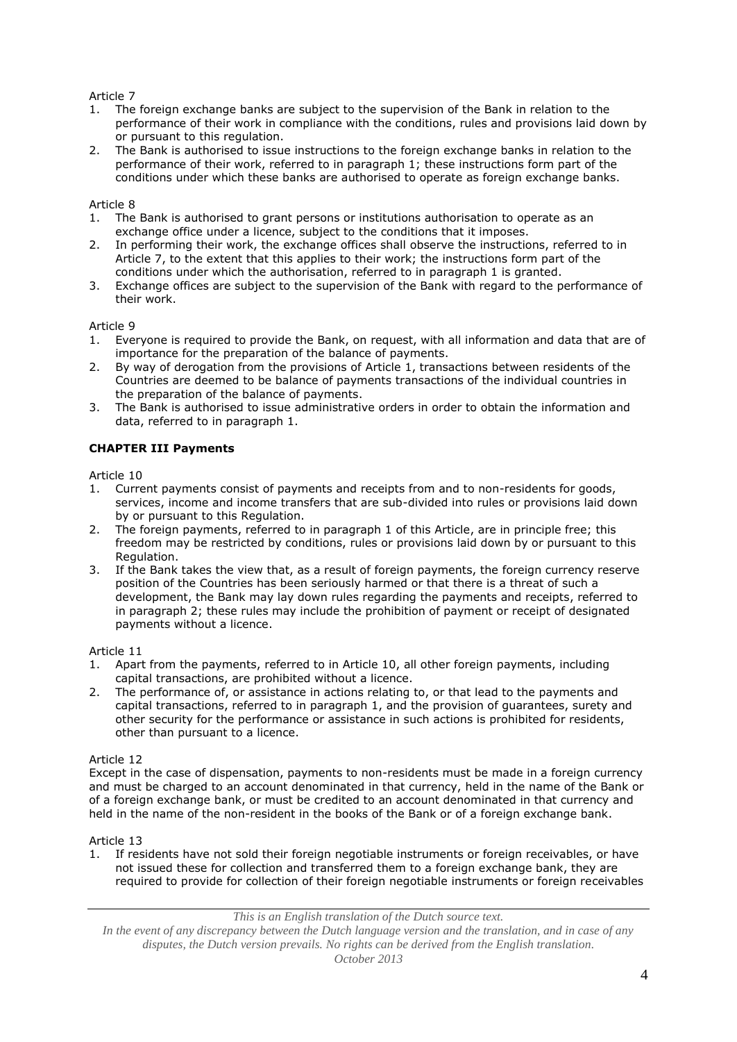Article 7

1. The foreign exchange banks are subject to the supervision of the Bank in relation to the performance of their work in compliance with the conditions, rules and provisions laid down by or pursuant to this regulation.
2. The Bank is authorised to issue instructions to the foreign exchange banks in relation to the performance of their work, referred to in paragraph 1; these instructions form part of the conditions under which these banks are authorised to operate as foreign exchange banks.

Article 8

1. The Bank is authorised to grant persons or institutions authorisation to operate as an exchange office under a licence, subject to the conditions that it imposes.
2. In performing their work, the exchange offices shall observe the instructions, referred to in Article 7, to the extent that this applies to their work; the instructions form part of the conditions under which the authorisation, referred to in paragraph 1 is granted.
3. Exchange offices are subject to the supervision of the Bank with regard to the performance of their work.

Article 9

1. Everyone is required to provide the Bank, on request, with all information and data that are of importance for the preparation of the balance of payments.
2. By way of derogation from the provisions of Article 1, transactions between residents of the Countries are deemed to be balance of payments transactions of the individual countries in the preparation of the balance of payments.
3. The Bank is authorised to issue administrative orders in order to obtain the information and data, referred to in paragraph 1.

**CHAPTER III Payments**

Article 10

1. Current payments consist of payments and receipts from and to non-residents for goods, services, income and income transfers that are sub-divided into rules or provisions laid down by or pursuant to this Regulation.
2. The foreign payments, referred to in paragraph 1 of this Article, are in principle free; this freedom may be restricted by conditions, rules or provisions laid down by or pursuant to this Regulation.
3. If the Bank takes the view that, as a result of foreign payments, the foreign currency reserve position of the Countries has been seriously harmed or that there is a threat of such a development, the Bank may lay down rules regarding the payments and receipts, referred to in paragraph 2; these rules may include the prohibition of payment or receipt of designated payments without a licence.

Article 11

1. Apart from the payments, referred to in Article 10, all other foreign payments, including capital transactions, are prohibited without a licence.
2. The performance of, or assistance in actions relating to, or that lead to the payments and capital transactions, referred to in paragraph 1, and the provision of guarantees, surety and other security for the performance or assistance in such actions is prohibited for residents, other than pursuant to a licence.

Article 12

Except in the case of dispensation, payments to non-residents must be made in a foreign currency and must be charged to an account denominated in that currency, held in the name of the Bank or of a foreign exchange bank, or must be credited to an account denominated in that currency and held in the name of the non-resident in the books of the Bank or of a foreign exchange bank.

Article 13

1. If residents have not sold their foreign negotiable instruments or foreign receivables, or have not issued these for collection and transferred them to a foreign exchange bank, they are required to provide for collection of their foreign negotiable instruments or foreign receivables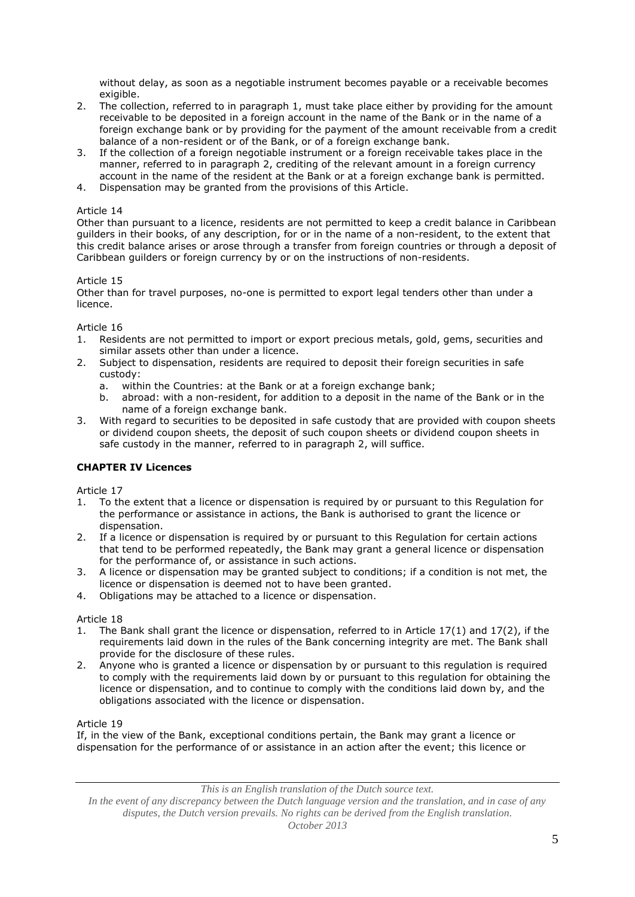without delay, as soon as a negotiable instrument becomes payable or a receivable becomes exigible.

2. The collection, referred to in paragraph 1, must take place either by providing for the amount receivable to be deposited in a foreign account in the name of the Bank or in the name of a foreign exchange bank or by providing for the payment of the amount receivable from a credit balance of a non-resident or of the Bank, or of a foreign exchange bank.
3. If the collection of a foreign negotiable instrument or a foreign receivable takes place in the manner, referred to in paragraph 2, crediting of the relevant amount in a foreign currency account in the name of the resident at the Bank or at a foreign exchange bank is permitted.
4. Dispensation may be granted from the provisions of this Article.

Article 14

Other than pursuant to a licence, residents are not permitted to keep a credit balance in Caribbean guilders in their books, of any description, for or in the name of a non-resident, to the extent that this credit balance arises or arose through a transfer from foreign countries or through a deposit of Caribbean guilders or foreign currency by or on the instructions of non-residents.

Article 15

Other than for travel purposes, no-one is permitted to export legal tenders other than under a licence.

Article 16

1. Residents are not permitted to import or export precious metals, gold, gems, securities and similar assets other than under a licence.
2. Subject to dispensation, residents are required to deposit their foreign securities in safe custody:
   a. within the Countries: at the Bank or at a foreign exchange bank;
   b. abroad: with a non-resident, for addition to a deposit in the name of the Bank or in the name of a foreign exchange bank.
3. With regard to securities to be deposited in safe custody that are provided with coupon sheets or dividend coupon sheets, the deposit of such coupon sheets or dividend coupon sheets in safe custody in the manner, referred to in paragraph 2, will suffice.

## CHAPTER IV Licences

Article 17

1. To the extent that a licence or dispensation is required by or pursuant to this Regulation for the performance or assistance in actions, the Bank is authorised to grant the licence or dispensation.
2. If a licence or dispensation is required by or pursuant to this Regulation for certain actions that tend to be performed repeatedly, the Bank may grant a general licence or dispensation for the performance of, or assistance in such actions.
3. A licence or dispensation may be granted subject to conditions; if a condition is not met, the licence or dispensation is deemed not to have been granted.
4. Obligations may be attached to a licence or dispensation.

Article 18

1. The Bank shall grant the licence or dispensation, referred to in Article 17(1) and 17(2), if the requirements laid down in the rules of the Bank concerning integrity are met. The Bank shall provide for the disclosure of these rules.
2. Anyone who is granted a licence or dispensation by or pursuant to this regulation is required to comply with the requirements laid down by or pursuant to this regulation for obtaining the licence or dispensation, and to continue to comply with the conditions laid down by, and the obligations associated with the licence or dispensation.

Article 19

If, in the view of the Bank, exceptional conditions pertain, the Bank may grant a licence or dispensation for the performance of or assistance in an action after the event; this licence or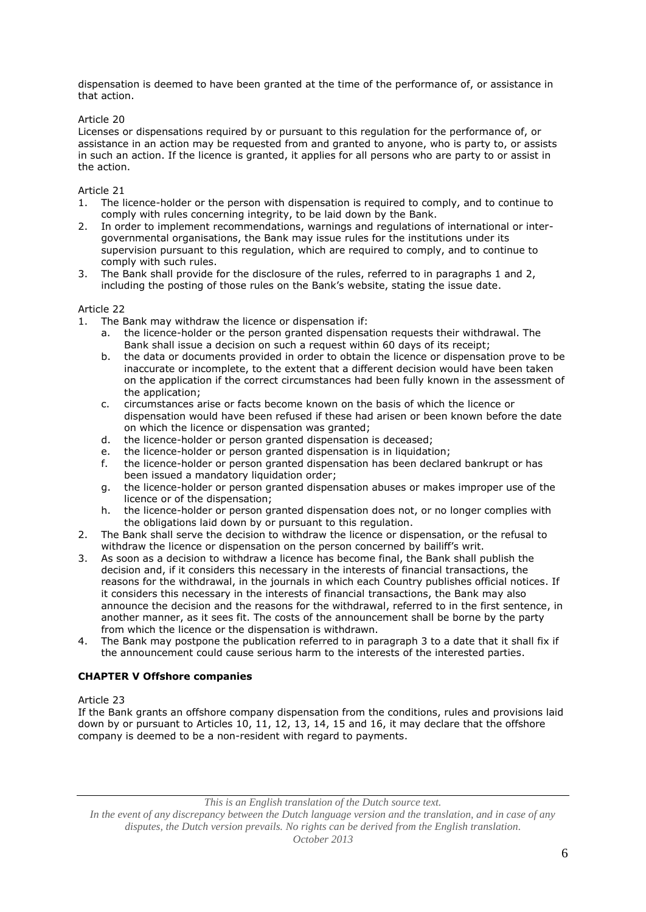dispensation is deemed to have been granted at the time of the performance of, or assistance in that action.

Article 20

Licenses or dispensations required by or pursuant to this regulation for the performance of, or assistance in an action may be requested from and granted to anyone, who is party to, or assists in such an action. If the licence is granted, it applies for all persons who are party to or assist in the action.

Article 21

1. The licence-holder or the person with dispensation is required to comply, and to continue to comply with rules concerning integrity, to be laid down by the Bank.
2. In order to implement recommendations, warnings and regulations of international or inter-governmental organisations, the Bank may issue rules for the institutions under its supervision pursuant to this regulation, which are required to comply, and to continue to comply with such rules.
3. The Bank shall provide for the disclosure of the rules, referred to in paragraphs 1 and 2, including the posting of those rules on the Bank's website, stating the issue date.

Article 22

1. The Bank may withdraw the licence or dispensation if:
   a. the licence-holder or the person granted dispensation requests their withdrawal. The Bank shall issue a decision on such a request within 60 days of its receipt;
   b. the data or documents provided in order to obtain the licence or dispensation prove to be inaccurate or incomplete, to the extent that a different decision would have been taken on the application if the correct circumstances had been fully known in the assessment of the application;
   c. circumstances arise or facts become known on the basis of which the licence or dispensation would have been refused if these had arisen or been known before the date on which the licence or dispensation was granted;
   d. the licence-holder or person granted dispensation is deceased;
   e. the licence-holder or person granted dispensation is in liquidation;
   f. the licence-holder or person granted dispensation has been declared bankrupt or has been issued a mandatory liquidation order;
   g. the licence-holder or person granted dispensation abuses or makes improper use of the licence or of the dispensation;
   h. the licence-holder or person granted dispensation does not, or no longer complies with the obligations laid down by or pursuant to this regulation.
2. The Bank shall serve the decision to withdraw the licence or dispensation, or the refusal to withdraw the licence or dispensation on the person concerned by bailiff's writ.
3. As soon as a decision to withdraw a licence has become final, the Bank shall publish the decision and, if it considers this necessary in the interests of financial transactions, the reasons for the withdrawal, in the journals in which each Country publishes official notices. If it considers this necessary in the interests of financial transactions, the Bank may also announce the decision and the reasons for the withdrawal, referred to in the first sentence, in another manner, as it sees fit. The costs of the announcement shall be borne by the party from which the licence or the dispensation is withdrawn.
4. The Bank may postpone the publication referred to in paragraph 3 to a date that it shall fix if the announcement could cause serious harm to the interests of the interested parties.

**CHAPTER V Offshore companies**

Article 23

If the Bank grants an offshore company dispensation from the conditions, rules and provisions laid down by or pursuant to Articles 10, 11, 12, 13, 14, 15 and 16, it may declare that the offshore company is deemed to be a non-resident with regard to payments.

*This is an English translation of the Dutch source text.*
*In the event of any discrepancy between the Dutch language version and the translation, and in case of any disputes, the Dutch version prevails. No rights can be derived from the English translation.*
*October 2013*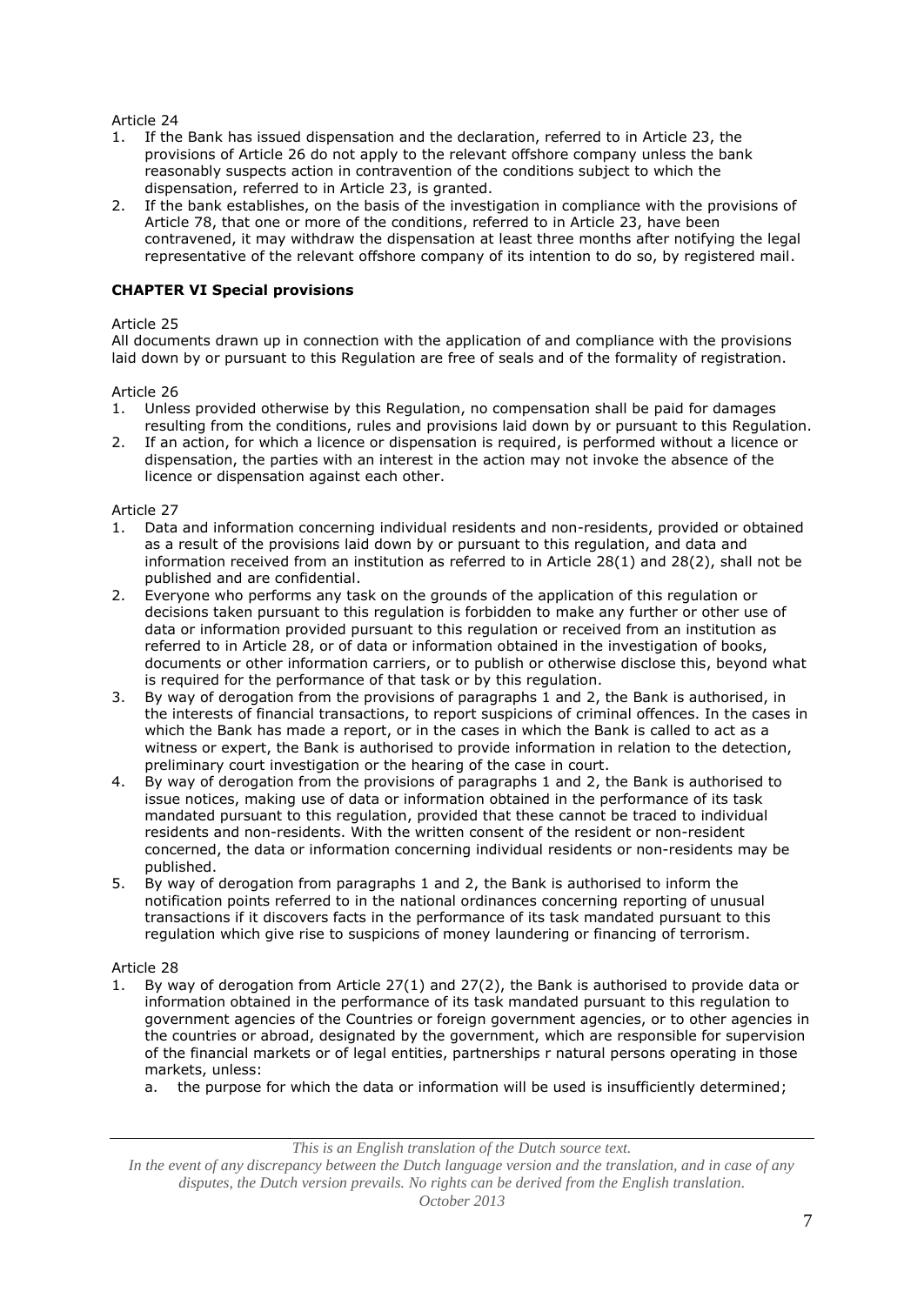Article 24

1. If the Bank has issued dispensation and the declaration, referred to in Article 23, the provisions of Article 26 do not apply to the relevant offshore company unless the bank reasonably suspects action in contravention of the conditions subject to which the dispensation, referred to in Article 23, is granted.
2. If the bank establishes, on the basis of the investigation in compliance with the provisions of Article 78, that one or more of the conditions, referred to in Article 23, have been contravened, it may withdraw the dispensation at least three months after notifying the legal representative of the relevant offshore company of its intention to do so, by registered mail.

**CHAPTER VI Special provisions**

Article 25

All documents drawn up in connection with the application of and compliance with the provisions laid down by or pursuant to this Regulation are free of seals and of the formality of registration.

Article 26

1. Unless provided otherwise by this Regulation, no compensation shall be paid for damages resulting from the conditions, rules and provisions laid down by or pursuant to this Regulation.
2. If an action, for which a licence or dispensation is required, is performed without a licence or dispensation, the parties with an interest in the action may not invoke the absence of the licence or dispensation against each other.

Article 27

1. Data and information concerning individual residents and non-residents, provided or obtained as a result of the provisions laid down by or pursuant to this regulation, and data and information received from an institution as referred to in Article 28(1) and 28(2), shall not be published and are confidential.
2. Everyone who performs any task on the grounds of the application of this regulation or decisions taken pursuant to this regulation is forbidden to make any further or other use of data or information provided pursuant to this regulation or received from an institution as referred to in Article 28, or of data or information obtained in the investigation of books, documents or other information carriers, or to publish or otherwise disclose this, beyond what is required for the performance of that task or by this regulation.
3. By way of derogation from the provisions of paragraphs 1 and 2, the Bank is authorised, in the interests of financial transactions, to report suspicions of criminal offences. In the cases in which the Bank has made a report, or in the cases in which the Bank is called to act as a witness or expert, the Bank is authorised to provide information in relation to the detection, preliminary court investigation or the hearing of the case in court.
4. By way of derogation from the provisions of paragraphs 1 and 2, the Bank is authorised to issue notices, making use of data or information obtained in the performance of its task mandated pursuant to this regulation, provided that these cannot be traced to individual residents and non-residents. With the written consent of the resident or non-resident concerned, the data or information concerning individual residents or non-residents may be published.
5. By way of derogation from paragraphs 1 and 2, the Bank is authorised to inform the notification points referred to in the national ordinances concerning reporting of unusual transactions if it discovers facts in the performance of its task mandated pursuant to this regulation which give rise to suspicions of money laundering or financing of terrorism.

Article 28

1. By way of derogation from Article 27(1) and 27(2), the Bank is authorised to provide data or information obtained in the performance of its task mandated pursuant to this regulation to government agencies of the Countries or foreign government agencies, or to other agencies in the countries or abroad, designated by the government, which are responsible for supervision of the financial markets or of legal entities, partnerships r natural persons operating in those markets, unless:
   a. the purpose for which the data or information will be used is insufficiently determined;

*This is an English translation of the Dutch source text.*
*In the event of any discrepancy between the Dutch language version and the translation, and in case of any disputes, the Dutch version prevails. No rights can be derived from the English translation.*
*October 2013*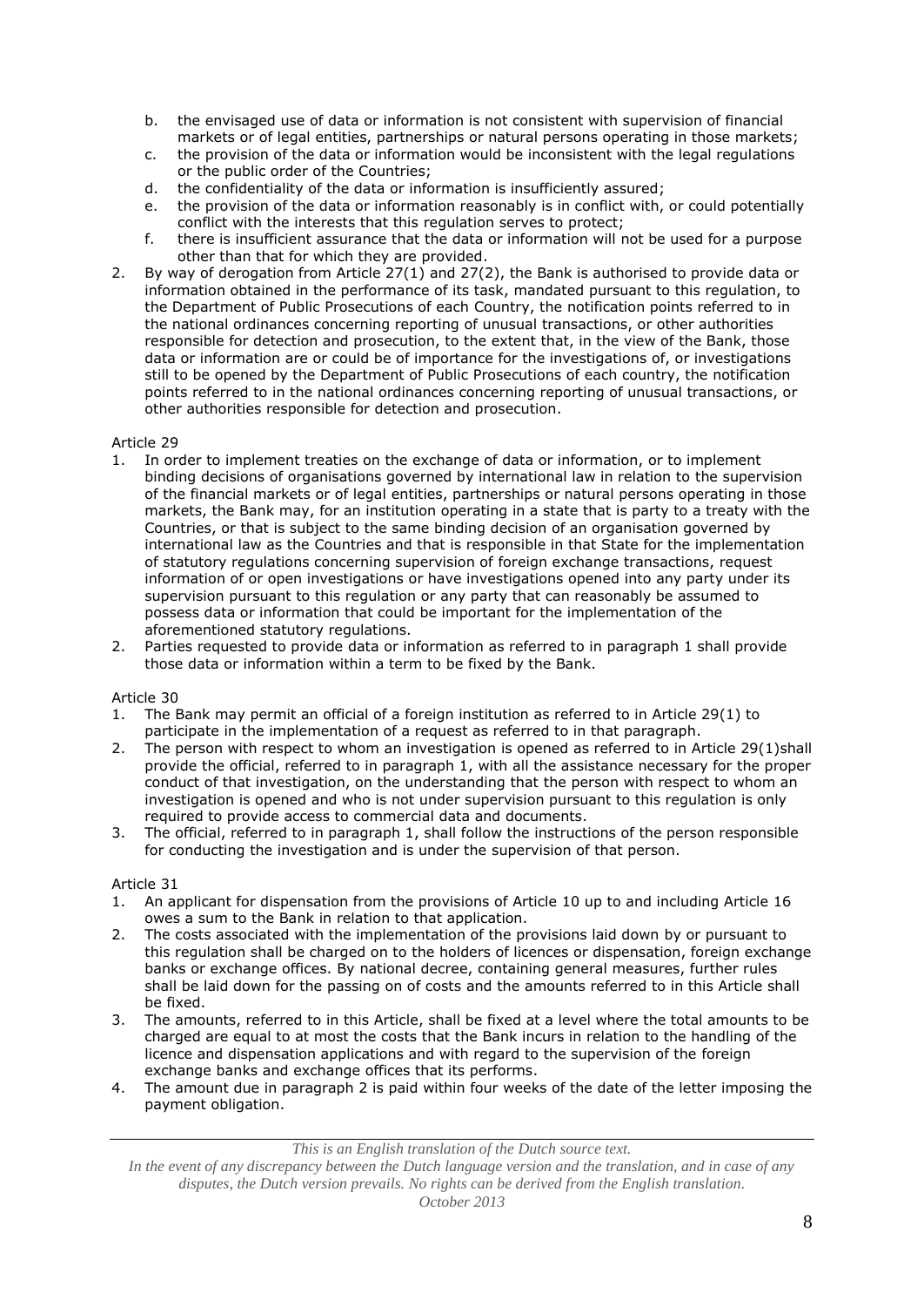b. the envisaged use of data or information is not consistent with supervision of financial markets or of legal entities, partnerships or natural persons operating in those markets;
c. the provision of the data or information would be inconsistent with the legal regulations or the public order of the Countries;
d. the confidentiality of the data or information is insufficiently assured;
e. the provision of the data or information reasonably is in conflict with, or could potentially conflict with the interests that this regulation serves to protect;
f. there is insufficient assurance that the data or information will not be used for a purpose other than that for which they are provided.

2. By way of derogation from Article 27(1) and 27(2), the Bank is authorised to provide data or information obtained in the performance of its task, mandated pursuant to this regulation, to the Department of Public Prosecutions of each Country, the notification points referred to in the national ordinances concerning reporting of unusual transactions, or other authorities responsible for detection and prosecution, to the extent that, in the view of the Bank, those data or information are or could be of importance for the investigations of, or investigations still to be opened by the Department of Public Prosecutions of each country, the notification points referred to in the national ordinances concerning reporting of unusual transactions, or other authorities responsible for detection and prosecution.

Article 29

1. In order to implement treaties on the exchange of data or information, or to implement binding decisions of organisations governed by international law in relation to the supervision of the financial markets or of legal entities, partnerships or natural persons operating in those markets, the Bank may, for an institution operating in a state that is party to a treaty with the Countries, or that is subject to the same binding decision of an organisation governed by international law as the Countries and that is responsible in that State for the implementation of statutory regulations concerning supervision of foreign exchange transactions, request information of or open investigations or have investigations opened into any party under its supervision pursuant to this regulation or any party that can reasonably be assumed to possess data or information that could be important for the implementation of the aforementioned statutory regulations.
2. Parties requested to provide data or information as referred to in paragraph 1 shall provide those data or information within a term to be fixed by the Bank.

Article 30

1. The Bank may permit an official of a foreign institution as referred to in Article 29(1) to participate in the implementation of a request as referred to in that paragraph.
2. The person with respect to whom an investigation is opened as referred to in Article 29(1)shall provide the official, referred to in paragraph 1, with all the assistance necessary for the proper conduct of that investigation, on the understanding that the person with respect to whom an investigation is opened and who is not under supervision pursuant to this regulation is only required to provide access to commercial data and documents.
3. The official, referred to in paragraph 1, shall follow the instructions of the person responsible for conducting the investigation and is under the supervision of that person.

Article 31

1. An applicant for dispensation from the provisions of Article 10 up to and including Article 16 owes a sum to the Bank in relation to that application.
2. The costs associated with the implementation of the provisions laid down by or pursuant to this regulation shall be charged on to the holders of licences or dispensation, foreign exchange banks or exchange offices. By national decree, containing general measures, further rules shall be laid down for the passing on of costs and the amounts referred to in this Article shall be fixed.
3. The amounts, referred to in this Article, shall be fixed at a level where the total amounts to be charged are equal to at most the costs that the Bank incurs in relation to the handling of the licence and dispensation applications and with regard to the supervision of the foreign exchange banks and exchange offices that its performs.
4. The amount due in paragraph 2 is paid within four weeks of the date of the letter imposing the payment obligation.

*This is an English translation of the Dutch source text.*
*In the event of any discrepancy between the Dutch language version and the translation, and in case of any disputes, the Dutch version prevails. No rights can be derived from the English translation.*
*October 2013*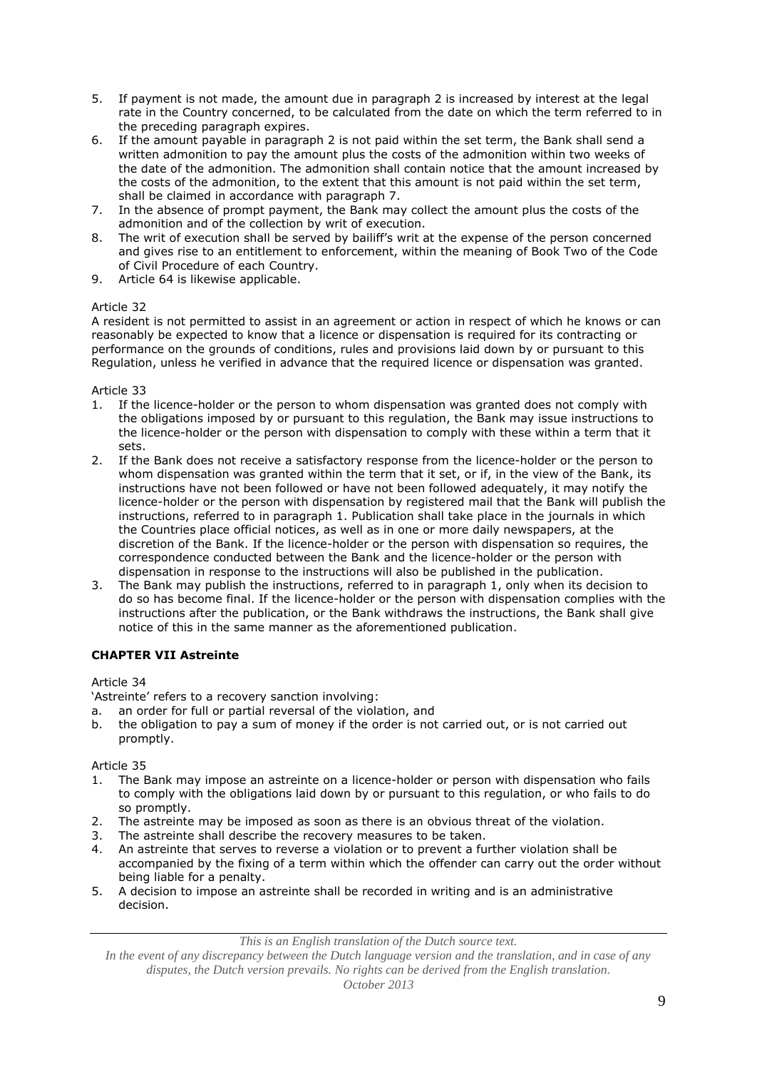5. If payment is not made, the amount due in paragraph 2 is increased by interest at the legal rate in the Country concerned, to be calculated from the date on which the term referred to in the preceding paragraph expires.
6. If the amount payable in paragraph 2 is not paid within the set term, the Bank shall send a written admonition to pay the amount plus the costs of the admonition within two weeks of the date of the admonition. The admonition shall contain notice that the amount increased by the costs of the admonition, to the extent that this amount is not paid within the set term, shall be claimed in accordance with paragraph 7.
7. In the absence of prompt payment, the Bank may collect the amount plus the costs of the admonition and of the collection by writ of execution.
8. The writ of execution shall be served by bailiff's writ at the expense of the person concerned and gives rise to an entitlement to enforcement, within the meaning of Book Two of the Code of Civil Procedure of each Country.
9. Article 64 is likewise applicable.

Article 32

A resident is not permitted to assist in an agreement or action in respect of which he knows or can reasonably be expected to know that a licence or dispensation is required for its contracting or performance on the grounds of conditions, rules and provisions laid down by or pursuant to this Regulation, unless he verified in advance that the required licence or dispensation was granted.

Article 33

1. If the licence-holder or the person to whom dispensation was granted does not comply with the obligations imposed by or pursuant to this regulation, the Bank may issue instructions to the licence-holder or the person with dispensation to comply with these within a term that it sets.
2. If the Bank does not receive a satisfactory response from the licence-holder or the person to whom dispensation was granted within the term that it set, or if, in the view of the Bank, its instructions have not been followed or have not been followed adequately, it may notify the licence-holder or the person with dispensation by registered mail that the Bank will publish the instructions, referred to in paragraph 1. Publication shall take place in the journals in which the Countries place official notices, as well as in one or more daily newspapers, at the discretion of the Bank. If the licence-holder or the person with dispensation so requires, the correspondence conducted between the Bank and the licence-holder or the person with dispensation in response to the instructions will also be published in the publication.
3. The Bank may publish the instructions, referred to in paragraph 1, only when its decision to do so has become final. If the licence-holder or the person with dispensation complies with the instructions after the publication, or the Bank withdraws the instructions, the Bank shall give notice of this in the same manner as the aforementioned publication.

## CHAPTER VII Astreinte

Article 34

'Astreinte' refers to a recovery sanction involving:

a. an order for full or partial reversal of the violation, and
b. the obligation to pay a sum of money if the order is not carried out, or is not carried out promptly.

Article 35

1. The Bank may impose an astreinte on a licence-holder or person with dispensation who fails to comply with the obligations laid down by or pursuant to this regulation, or who fails to do so promptly.
2. The astreinte may be imposed as soon as there is an obvious threat of the violation.
3. The astreinte shall describe the recovery measures to be taken.
4. An astreinte that serves to reverse a violation or to prevent a further violation shall be accompanied by the fixing of a term within which the offender can carry out the order without being liable for a penalty.
5. A decision to impose an astreinte shall be recorded in writing and is an administrative decision.

*This is an English translation of the Dutch source text.*
*In the event of any discrepancy between the Dutch language version and the translation, and in case of any disputes, the Dutch version prevails. No rights can be derived from the English translation.*
*October 2013*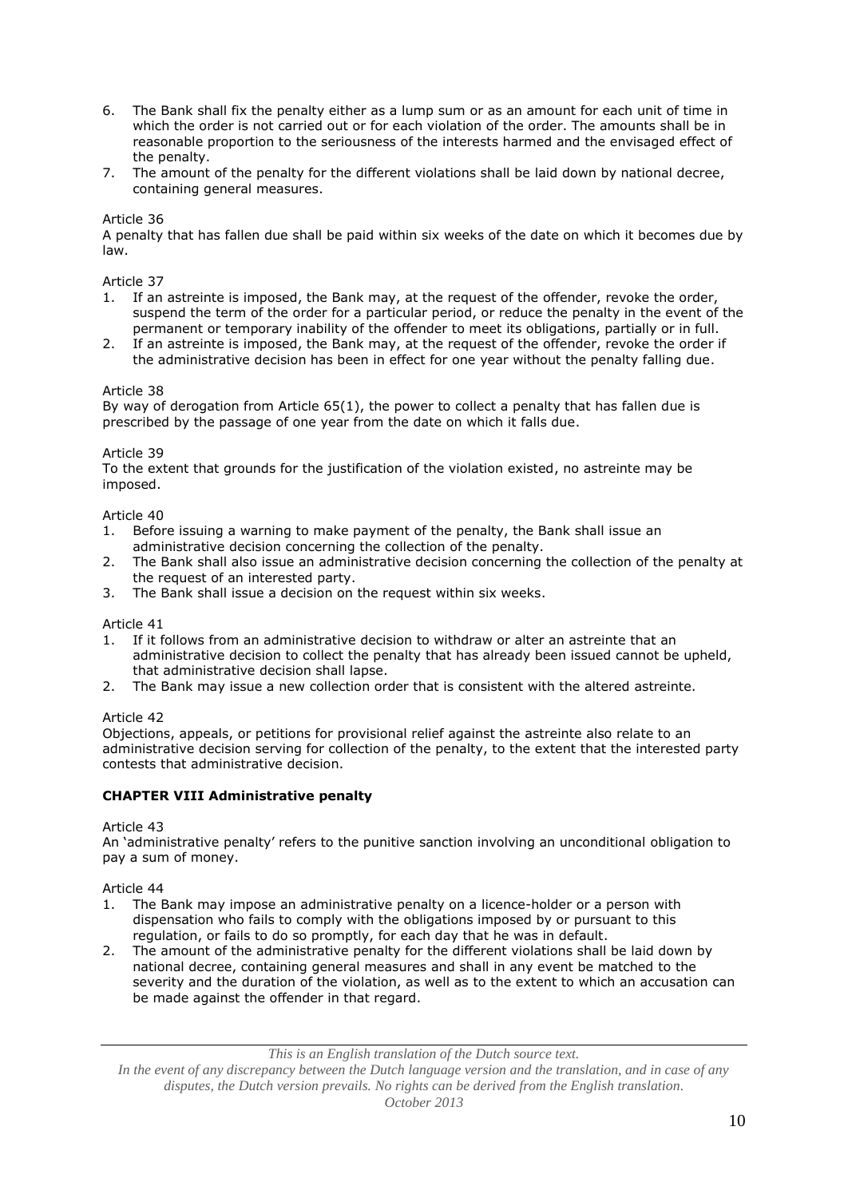6. The Bank shall fix the penalty either as a lump sum or as an amount for each unit of time in which the order is not carried out or for each violation of the order. The amounts shall be in reasonable proportion to the seriousness of the interests harmed and the envisaged effect of the penalty.
7. The amount of the penalty for the different violations shall be laid down by national decree, containing general measures.

Article 36

A penalty that has fallen due shall be paid within six weeks of the date on which it becomes due by law.

Article 37

1. If an astreinte is imposed, the Bank may, at the request of the offender, revoke the order, suspend the term of the order for a particular period, or reduce the penalty in the event of the permanent or temporary inability of the offender to meet its obligations, partially or in full.
2. If an astreinte is imposed, the Bank may, at the request of the offender, revoke the order if the administrative decision has been in effect for one year without the penalty falling due.

Article 38

By way of derogation from Article 65(1), the power to collect a penalty that has fallen due is prescribed by the passage of one year from the date on which it falls due.

Article 39

To the extent that grounds for the justification of the violation existed, no astreinte may be imposed.

Article 40

1. Before issuing a warning to make payment of the penalty, the Bank shall issue an administrative decision concerning the collection of the penalty.
2. The Bank shall also issue an administrative decision concerning the collection of the penalty at the request of an interested party.
3. The Bank shall issue a decision on the request within six weeks.

Article 41

1. If it follows from an administrative decision to withdraw or alter an astreinte that an administrative decision to collect the penalty that has already been issued cannot be upheld, that administrative decision shall lapse.
2. The Bank may issue a new collection order that is consistent with the altered astreinte.

Article 42

Objections, appeals, or petitions for provisional relief against the astreinte also relate to an administrative decision serving for collection of the penalty, to the extent that the interested party contests that administrative decision.

**CHAPTER VIII Administrative penalty**

Article 43

An 'administrative penalty' refers to the punitive sanction involving an unconditional obligation to pay a sum of money.

Article 44

1. The Bank may impose an administrative penalty on a licence-holder or a person with dispensation who fails to comply with the obligations imposed by or pursuant to this regulation, or fails to do so promptly, for each day that he was in default.
2. The amount of the administrative penalty for the different violations shall be laid down by national decree, containing general measures and shall in any event be matched to the severity and the duration of the violation, as well as to the extent to which an accusation can be made against the offender in that regard.

*This is an English translation of the Dutch source text.*
*In the event of any discrepancy between the Dutch language version and the translation, and in case of any disputes, the Dutch version prevails. No rights can be derived from the English translation.*
*October 2013*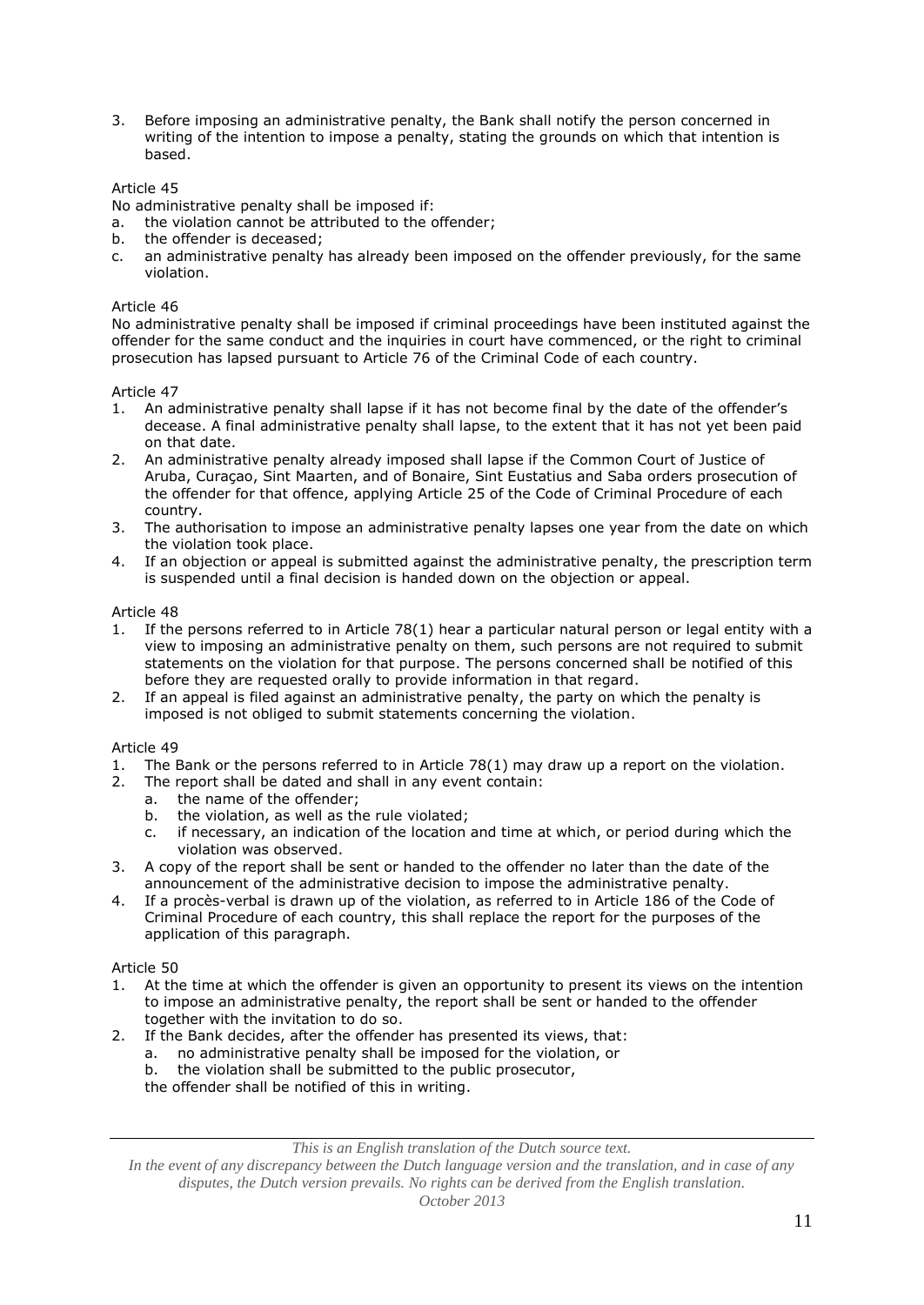3. Before imposing an administrative penalty, the Bank shall notify the person concerned in writing of the intention to impose a penalty, stating the grounds on which that intention is based.

Article 45

No administrative penalty shall be imposed if:

a. the violation cannot be attributed to the offender;
b. the offender is deceased;
c. an administrative penalty has already been imposed on the offender previously, for the same violation.

Article 46

No administrative penalty shall be imposed if criminal proceedings have been instituted against the offender for the same conduct and the inquiries in court have commenced, or the right to criminal prosecution has lapsed pursuant to Article 76 of the Criminal Code of each country.

Article 47

1. An administrative penalty shall lapse if it has not become final by the date of the offender's decease. A final administrative penalty shall lapse, to the extent that it has not yet been paid on that date.
2. An administrative penalty already imposed shall lapse if the Common Court of Justice of Aruba, Curaçao, Sint Maarten, and of Bonaire, Sint Eustatius and Saba orders prosecution of the offender for that offence, applying Article 25 of the Code of Criminal Procedure of each country.
3. The authorisation to impose an administrative penalty lapses one year from the date on which the violation took place.
4. If an objection or appeal is submitted against the administrative penalty, the prescription term is suspended until a final decision is handed down on the objection or appeal.

Article 48

1. If the persons referred to in Article 78(1) hear a particular natural person or legal entity with a view to imposing an administrative penalty on them, such persons are not required to submit statements on the violation for that purpose. The persons concerned shall be notified of this before they are requested orally to provide information in that regard.
2. If an appeal is filed against an administrative penalty, the party on which the penalty is imposed is not obliged to submit statements concerning the violation.

Article 49

1. The Bank or the persons referred to in Article 78(1) may draw up a report on the violation.
2. The report shall be dated and shall in any event contain:
   a. the name of the offender;
   b. the violation, as well as the rule violated;
   c. if necessary, an indication of the location and time at which, or period during which the violation was observed.
3. A copy of the report shall be sent or handed to the offender no later than the date of the announcement of the administrative decision to impose the administrative penalty.
4. If a procès-verbal is drawn up of the violation, as referred to in Article 186 of the Code of Criminal Procedure of each country, this shall replace the report for the purposes of the application of this paragraph.

Article 50

1. At the time at which the offender is given an opportunity to present its views on the intention to impose an administrative penalty, the report shall be sent or handed to the offender together with the invitation to do so.
2. If the Bank decides, after the offender has presented its views, that:
   a. no administrative penalty shall be imposed for the violation, or
   b. the violation shall be submitted to the public prosecutor,

   the offender shall be notified of this in writing.

*This is an English translation of the Dutch source text.*
*In the event of any discrepancy between the Dutch language version and the translation, and in case of any disputes, the Dutch version prevails. No rights can be derived from the English translation.*
*October 2013*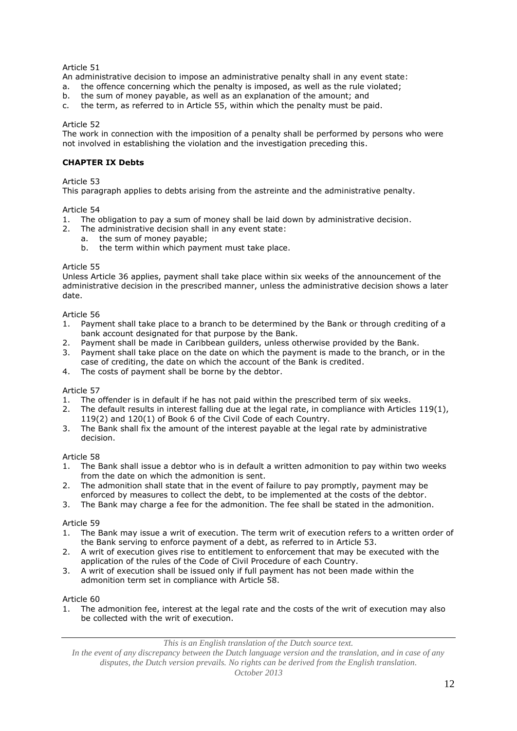Article 51

An administrative decision to impose an administrative penalty shall in any event state:

a. the offence concerning which the penalty is imposed, as well as the rule violated;
b. the sum of money payable, as well as an explanation of the amount; and
c. the term, as referred to in Article 55, within which the penalty must be paid.

Article 52

The work in connection with the imposition of a penalty shall be performed by persons who were not involved in establishing the violation and the investigation preceding this.

**CHAPTER IX Debts**

Article 53

This paragraph applies to debts arising from the astreinte and the administrative penalty.

Article 54

1. The obligation to pay a sum of money shall be laid down by administrative decision.
2. The administrative decision shall in any event state:
    a. the sum of money payable;
    b. the term within which payment must take place.

Article 55

Unless Article 36 applies, payment shall take place within six weeks of the announcement of the administrative decision in the prescribed manner, unless the administrative decision shows a later date.

Article 56

1. Payment shall take place to a branch to be determined by the Bank or through crediting of a bank account designated for that purpose by the Bank.
2. Payment shall be made in Caribbean guilders, unless otherwise provided by the Bank.
3. Payment shall take place on the date on which the payment is made to the branch, or in the case of crediting, the date on which the account of the Bank is credited.
4. The costs of payment shall be borne by the debtor.

Article 57

1. The offender is in default if he has not paid within the prescribed term of six weeks.
2. The default results in interest falling due at the legal rate, in compliance with Articles 119(1), 119(2) and 120(1) of Book 6 of the Civil Code of each Country.
3. The Bank shall fix the amount of the interest payable at the legal rate by administrative decision.

Article 58

1. The Bank shall issue a debtor who is in default a written admonition to pay within two weeks from the date on which the admonition is sent.
2. The admonition shall state that in the event of failure to pay promptly, payment may be enforced by measures to collect the debt, to be implemented at the costs of the debtor.
3. The Bank may charge a fee for the admonition. The fee shall be stated in the admonition.

Article 59

1. The Bank may issue a writ of execution. The term writ of execution refers to a written order of the Bank serving to enforce payment of a debt, as referred to in Article 53.
2. A writ of execution gives rise to entitlement to enforcement that may be executed with the application of the rules of the Code of Civil Procedure of each Country.
3. A writ of execution shall be issued only if full payment has not been made within the admonition term set in compliance with Article 58.

Article 60

1. The admonition fee, interest at the legal rate and the costs of the writ of execution may also be collected with the writ of execution.

*This is an English translation of the Dutch source text.*
*In the event of any discrepancy between the Dutch language version and the translation, and in case of any disputes, the Dutch version prevails. No rights can be derived from the English translation.*
*October 2013*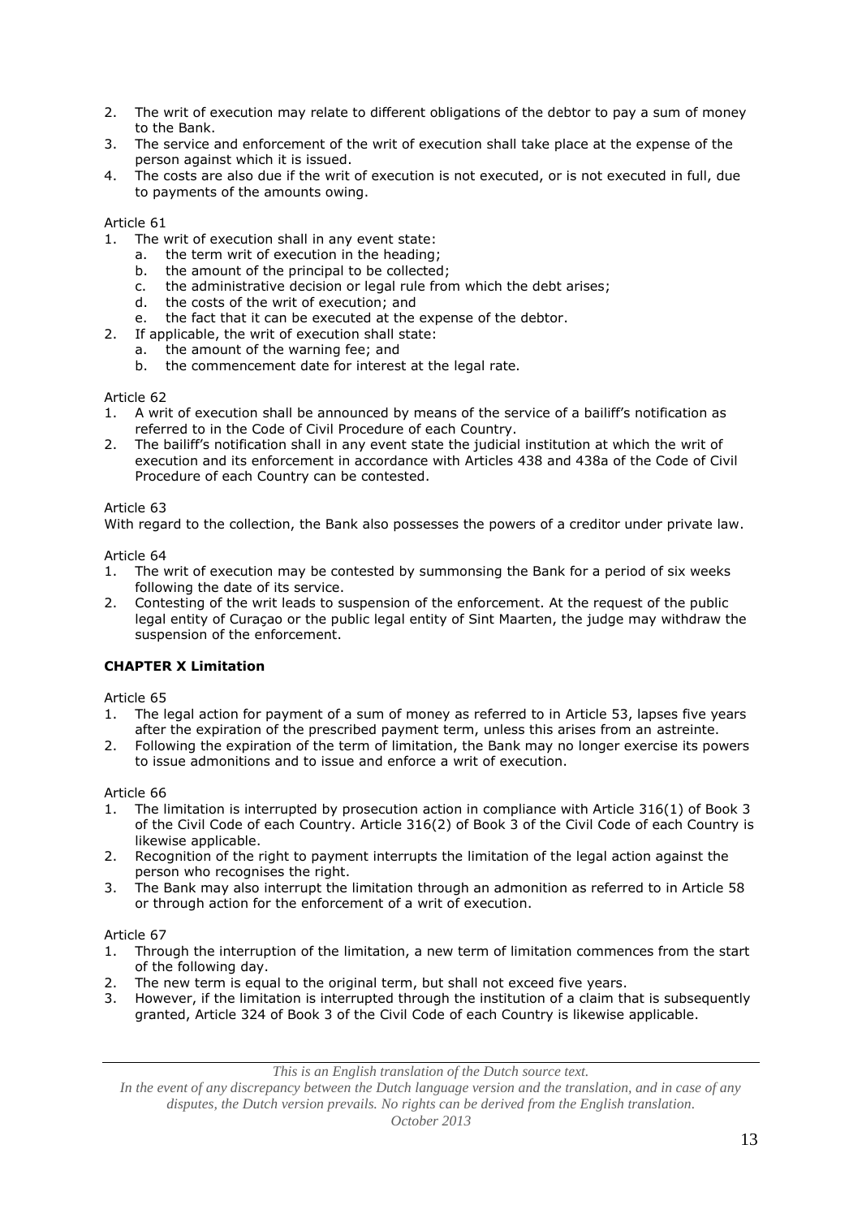2. The writ of execution may relate to different obligations of the debtor to pay a sum of money to the Bank.
3. The service and enforcement of the writ of execution shall take place at the expense of the person against which it is issued.
4. The costs are also due if the writ of execution is not executed, or is not executed in full, due to payments of the amounts owing.

Article 61

1. The writ of execution shall in any event state:
   a. the term writ of execution in the heading;
   b. the amount of the principal to be collected;
   c. the administrative decision or legal rule from which the debt arises;
   d. the costs of the writ of execution; and
   e. the fact that it can be executed at the expense of the debtor.
2. If applicable, the writ of execution shall state:
   a. the amount of the warning fee; and
   b. the commencement date for interest at the legal rate.

Article 62

1. A writ of execution shall be announced by means of the service of a bailiff's notification as referred to in the Code of Civil Procedure of each Country.
2. The bailiff's notification shall in any event state the judicial institution at which the writ of execution and its enforcement in accordance with Articles 438 and 438a of the Code of Civil Procedure of each Country can be contested.

Article 63

With regard to the collection, the Bank also possesses the powers of a creditor under private law.

Article 64

1. The writ of execution may be contested by summonsing the Bank for a period of six weeks following the date of its service.
2. Contesting of the writ leads to suspension of the enforcement. At the request of the public legal entity of Curaçao or the public legal entity of Sint Maarten, the judge may withdraw the suspension of the enforcement.

**CHAPTER X Limitation**

Article 65

1. The legal action for payment of a sum of money as referred to in Article 53, lapses five years after the expiration of the prescribed payment term, unless this arises from an astreinte.
2. Following the expiration of the term of limitation, the Bank may no longer exercise its powers to issue admonitions and to issue and enforce a writ of execution.

Article 66

1. The limitation is interrupted by prosecution action in compliance with Article 316(1) of Book 3 of the Civil Code of each Country. Article 316(2) of Book 3 of the Civil Code of each Country is likewise applicable.
2. Recognition of the right to payment interrupts the limitation of the legal action against the person who recognises the right.
3. The Bank may also interrupt the limitation through an admonition as referred to in Article 58 or through action for the enforcement of a writ of execution.

Article 67

1. Through the interruption of the limitation, a new term of limitation commences from the start of the following day.
2. The new term is equal to the original term, but shall not exceed five years.
3. However, if the limitation is interrupted through the institution of a claim that is subsequently granted, Article 324 of Book 3 of the Civil Code of each Country is likewise applicable.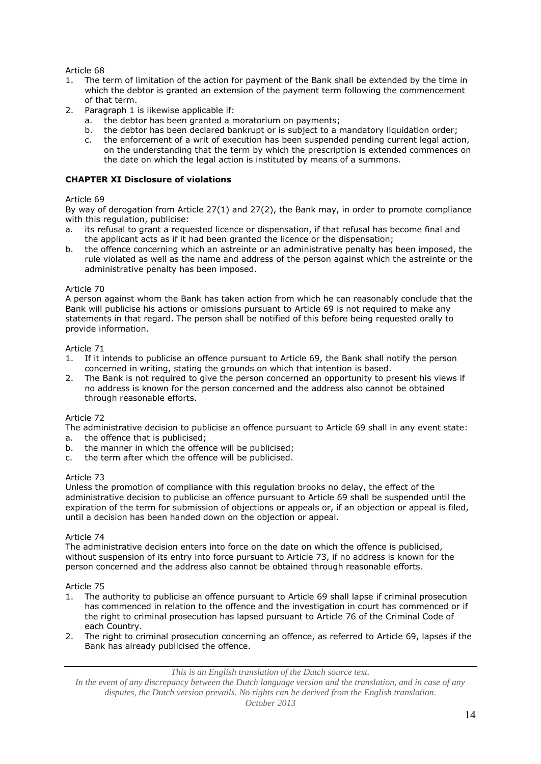Article 68

1. The term of limitation of the action for payment of the Bank shall be extended by the time in which the debtor is granted an extension of the payment term following the commencement of that term.
2. Paragraph 1 is likewise applicable if:
   a. the debtor has been granted a moratorium on payments;
   b. the debtor has been declared bankrupt or is subject to a mandatory liquidation order;
   c. the enforcement of a writ of execution has been suspended pending current legal action, on the understanding that the term by which the prescription is extended commences on the date on which the legal action is instituted by means of a summons.

**CHAPTER XI Disclosure of violations**

Article 69

By way of derogation from Article 27(1) and 27(2), the Bank may, in order to promote compliance with this regulation, publicise:

a. its refusal to grant a requested licence or dispensation, if that refusal has become final and the applicant acts as if it had been granted the licence or the dispensation;
b. the offence concerning which an astreinte or an administrative penalty has been imposed, the rule violated as well as the name and address of the person against which the astreinte or the administrative penalty has been imposed.

Article 70

A person against whom the Bank has taken action from which he can reasonably conclude that the Bank will publicise his actions or omissions pursuant to Article 69 is not required to make any statements in that regard. The person shall be notified of this before being requested orally to provide information.

Article 71

1. If it intends to publicise an offence pursuant to Article 69, the Bank shall notify the person concerned in writing, stating the grounds on which that intention is based.
2. The Bank is not required to give the person concerned an opportunity to present his views if no address is known for the person concerned and the address also cannot be obtained through reasonable efforts.

Article 72

The administrative decision to publicise an offence pursuant to Article 69 shall in any event state:

a. the offence that is publicised;
b. the manner in which the offence will be publicised;
c. the term after which the offence will be publicised.

Article 73

Unless the promotion of compliance with this regulation brooks no delay, the effect of the administrative decision to publicise an offence pursuant to Article 69 shall be suspended until the expiration of the term for submission of objections or appeals or, if an objection or appeal is filed, until a decision has been handed down on the objection or appeal.

Article 74

The administrative decision enters into force on the date on which the offence is publicised, without suspension of its entry into force pursuant to Article 73, if no address is known for the person concerned and the address also cannot be obtained through reasonable efforts.

Article 75

1. The authority to publicise an offence pursuant to Article 69 shall lapse if criminal prosecution has commenced in relation to the offence and the investigation in court has commenced or if the right to criminal prosecution has lapsed pursuant to Article 76 of the Criminal Code of each Country.
2. The right to criminal prosecution concerning an offence, as referred to Article 69, lapses if the Bank has already publicised the offence.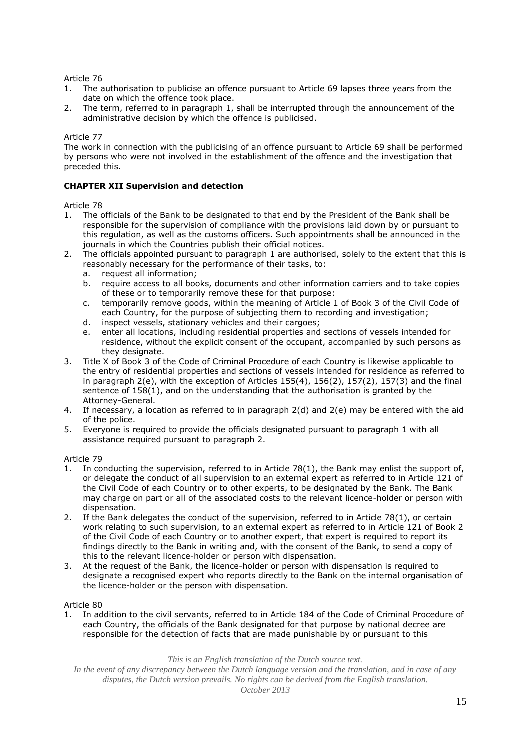Article 76

1. The authorisation to publicise an offence pursuant to Article 69 lapses three years from the date on which the offence took place.
2. The term, referred to in paragraph 1, shall be interrupted through the announcement of the administrative decision by which the offence is publicised.

Article 77

The work in connection with the publicising of an offence pursuant to Article 69 shall be performed by persons who were not involved in the establishment of the offence and the investigation that preceded this.

**CHAPTER XII Supervision and detection**

Article 78

1. The officials of the Bank to be designated to that end by the President of the Bank shall be responsible for the supervision of compliance with the provisions laid down by or pursuant to this regulation, as well as the customs officers. Such appointments shall be announced in the journals in which the Countries publish their official notices.
2. The officials appointed pursuant to paragraph 1 are authorised, solely to the extent that this is reasonably necessary for the performance of their tasks, to:
   a. request all information;
   b. require access to all books, documents and other information carriers and to take copies of these or to temporarily remove these for that purpose:
   c. temporarily remove goods, within the meaning of Article 1 of Book 3 of the Civil Code of each Country, for the purpose of subjecting them to recording and investigation;
   d. inspect vessels, stationary vehicles and their cargoes;
   e. enter all locations, including residential properties and sections of vessels intended for residence, without the explicit consent of the occupant, accompanied by such persons as they designate.
3. Title X of Book 3 of the Code of Criminal Procedure of each Country is likewise applicable to the entry of residential properties and sections of vessels intended for residence as referred to in paragraph 2(e), with the exception of Articles 155(4), 156(2), 157(2), 157(3) and the final sentence of 158(1), and on the understanding that the authorisation is granted by the Attorney-General.
4. If necessary, a location as referred to in paragraph 2(d) and 2(e) may be entered with the aid of the police.
5. Everyone is required to provide the officials designated pursuant to paragraph 1 with all assistance required pursuant to paragraph 2.

Article 79

1. In conducting the supervision, referred to in Article 78(1), the Bank may enlist the support of, or delegate the conduct of all supervision to an external expert as referred to in Article 121 of the Civil Code of each Country or to other experts, to be designated by the Bank. The Bank may charge on part or all of the associated costs to the relevant licence-holder or person with dispensation.
2. If the Bank delegates the conduct of the supervision, referred to in Article 78(1), or certain work relating to such supervision, to an external expert as referred to in Article 121 of Book 2 of the Civil Code of each Country or to another expert, that expert is required to report its findings directly to the Bank in writing and, with the consent of the Bank, to send a copy of this to the relevant licence-holder or person with dispensation.
3. At the request of the Bank, the licence-holder or person with dispensation is required to designate a recognised expert who reports directly to the Bank on the internal organisation of the licence-holder or the person with dispensation.

Article 80

1. In addition to the civil servants, referred to in Article 184 of the Code of Criminal Procedure of each Country, the officials of the Bank designated for that purpose by national decree are responsible for the detection of facts that are made punishable by or pursuant to this

*This is an English translation of the Dutch source text.*
*In the event of any discrepancy between the Dutch language version and the translation, and in case of any disputes, the Dutch version prevails. No rights can be derived from the English translation.*
*October 2013*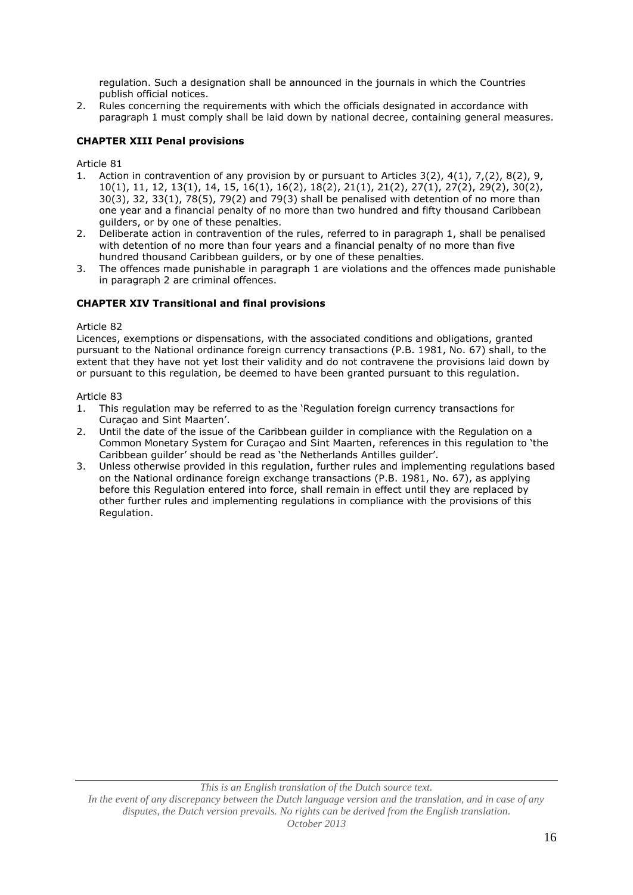regulation. Such a designation shall be announced in the journals in which the Countries publish official notices.

2. Rules concerning the requirements with which the officials designated in accordance with paragraph 1 must comply shall be laid down by national decree, containing general measures.

**CHAPTER XIII Penal provisions**

Article 81

1. Action in contravention of any provision by or pursuant to Articles 3(2), 4(1), 7,(2), 8(2), 9, 10(1), 11, 12, 13(1), 14, 15, 16(1), 16(2), 18(2), 21(1), 21(2), 27(1), 27(2), 29(2), 30(2), 30(3), 32, 33(1), 78(5), 79(2) and 79(3) shall be penalised with detention of no more than one year and a financial penalty of no more than two hundred and fifty thousand Caribbean guilders, or by one of these penalties.
2. Deliberate action in contravention of the rules, referred to in paragraph 1, shall be penalised with detention of no more than four years and a financial penalty of no more than five hundred thousand Caribbean guilders, or by one of these penalties.
3. The offences made punishable in paragraph 1 are violations and the offences made punishable in paragraph 2 are criminal offences.

**CHAPTER XIV Transitional and final provisions**

Article 82

Licences, exemptions or dispensations, with the associated conditions and obligations, granted pursuant to the National ordinance foreign currency transactions (P.B. 1981, No. 67) shall, to the extent that they have not yet lost their validity and do not contravene the provisions laid down by or pursuant to this regulation, be deemed to have been granted pursuant to this regulation.

Article 83

1. This regulation may be referred to as the 'Regulation foreign currency transactions for Curaçao and Sint Maarten'.
2. Until the date of the issue of the Caribbean guilder in compliance with the Regulation on a Common Monetary System for Curaçao and Sint Maarten, references in this regulation to 'the Caribbean guilder' should be read as 'the Netherlands Antilles guilder'.
3. Unless otherwise provided in this regulation, further rules and implementing regulations based on the National ordinance foreign exchange transactions (P.B. 1981, No. 67), as applying before this Regulation entered into force, shall remain in effect until they are replaced by other further rules and implementing regulations in compliance with the provisions of this Regulation.

*This is an English translation of the Dutch source text.*
*In the event of any discrepancy between the Dutch language version and the translation, and in case of any disputes, the Dutch version prevails. No rights can be derived from the English translation.*
*October 2013*